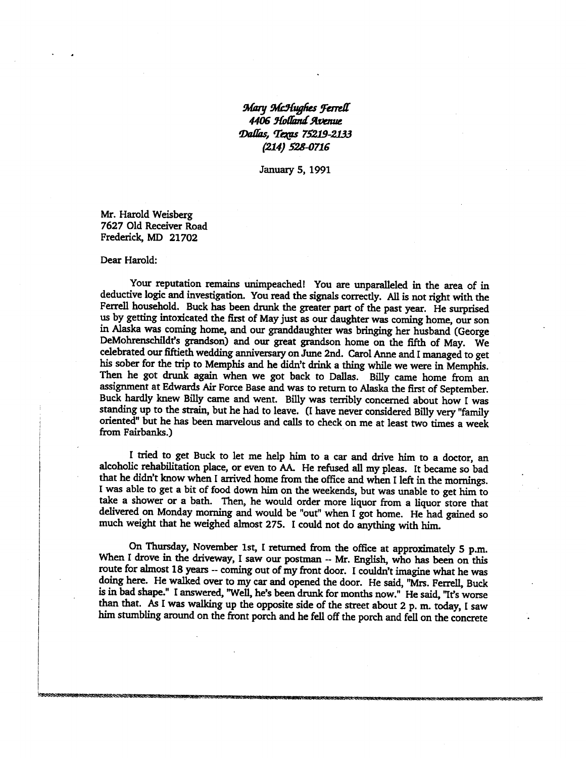*Mary McHughes Ferrell*
*4406 Holland Avenue*
*Dallas, Texas 75219-2133*
*(214) 528-0716*

January 5, 1991

Mr. Harold Weisberg
7627 Old Receiver Road
Frederick, MD 21702

Dear Harold:

Your reputation remains unimpeached! You are unparalleled in the area of in deductive logic and investigation. You read the signals correctly. All is not right with the Ferrell household. Buck has been drunk the greater part of the past year. He surprised us by getting intoxicated the first of May just as our daughter was coming home, our son in Alaska was coming home, and our granddaughter was bringing her husband (George DeMohrenschildt's grandson) and our great grandson home on the fifth of May. We celebrated our fiftieth wedding anniversary on June 2nd. Carol Anne and I managed to get his sober for the trip to Memphis and he didn't drink a thing while we were in Memphis. Then he got drunk again when we got back to Dallas. Billy came home from an assignment at Edwards Air Force Base and was to return to Alaska the first of September. Buck hardly knew Billy came and went. Billy was terribly concerned about how I was standing up to the strain, but he had to leave. (I have never considered Billy very "family oriented" but he has been marvelous and calls to check on me at least two times a week from Fairbanks.)

I tried to get Buck to let me help him to a car and drive him to a doctor, an alcoholic rehabilitation place, or even to AA. He refused all my pleas. It became so bad that he didn't know when I arrived home from the office and when I left in the mornings. I was able to get a bit of food down him on the weekends, but was unable to get him to take a shower or a bath. Then, he would order more liquor from a liquor store that delivered on Monday morning and would be "out" when I got home. He had gained so much weight that he weighed almost 275. I could not do anything with him.

On Thursday, November 1st, I returned from the office at approximately 5 p.m. When I drove in the driveway, I saw our postman -- Mr. English, who has been on this route for almost 18 years -- coming out of my front door. I couldn't imagine what he was doing here. He walked over to my car and opened the door. He said, "Mrs. Ferrell, Buck is in bad shape." I answered, "Well, he's been drunk for months now." He said, "It's worse than that. As I was walking up the opposite side of the street about 2 p. m. today, I saw him stumbling around on the front porch and he fell off the porch and fell on the concrete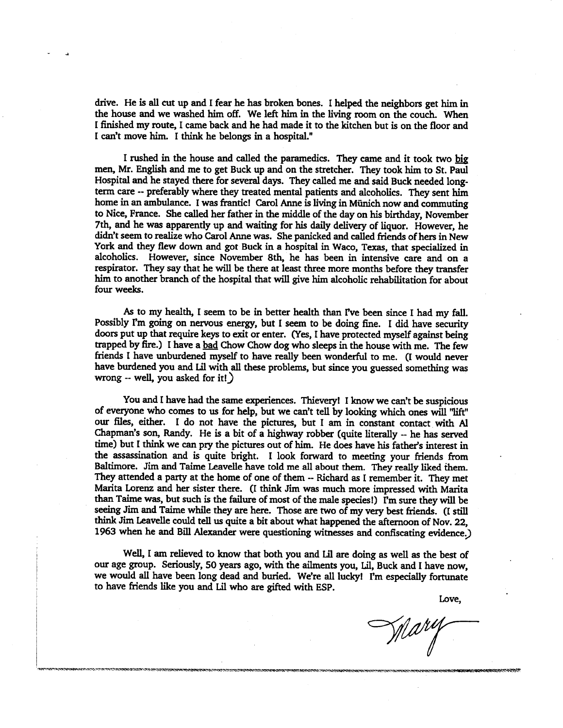drive. He is all cut up and I fear he has broken bones. I helped the neighbors get him in the house and we washed him off. We left him in the living room on the couch. When I finished my route, I came back and he had made it to the kitchen but is on the floor and I can't move him. I think he belongs in a hospital."

I rushed in the house and called the paramedics. They came and it took two <u>big</u> men, Mr. English and me to get Buck up and on the stretcher. They took him to St. Paul Hospital and he stayed there for several days. They called me and said Buck needed long-term care -- preferably where they treated mental patients and alcoholics. They sent him home in an ambulance. I was frantic! Carol Anne is living in Münich now and commuting to Nice, France. She called her father in the middle of the day on his birthday, November 7th, and he was apparently up and waiting for his daily delivery of liquor. However, he didn't seem to realize who Carol Anne was. She panicked and called friends of hers in New York and they flew down and got Buck in a hospital in Waco, Texas, that specialized in alcoholics. However, since November 8th, he has been in intensive care and on a respirator. They say that he will be there at least three more months before they transfer him to another branch of the hospital that will give him alcoholic rehabilitation for about four weeks.

As to my health, I seem to be in better health than I've been since I had my fall. Possibly I'm going on nervous energy, but I seem to be doing fine. I did have security doors put up that require keys to exit or enter. (Yes, I have protected myself against being trapped by fire.) I have a <u>bad</u> Chow Chow dog who sleeps in the house with me. The few friends I have unburdened myself to have really been wonderful to me. (I would never have burdened you and Lil with all these problems, but since you guessed something was wrong -- well, you asked for it!)

You and I have had the same experiences. Thievery! I know we can't be suspicious of everyone who comes to us for help, but we can't tell by looking which ones will "lift" our files, either. I do not have the pictures, but I am in constant contact with Al Chapman's son, Randy. He is a bit of a highway robber (quite literally -- he has served time) but I think we can pry the pictures out of him. He does have his father's interest in the assassination and is quite bright. I look forward to meeting your friends from Baltimore. Jim and Taime Leavelle have told me all about them. They really liked them. They attended a party at the home of one of them -- Richard as I remember it. They met Marita Lorenz and her sister there. (I think Jim was much more impressed with Marita than Taime was, but such is the failure of most of the male species!) I'm sure they will be seeing Jim and Taime while they are here. Those are two of my very best friends. (I still think Jim Leavelle could tell us quite a bit about what happened the afternoon of Nov. 22, 1963 when he and Bill Alexander were questioning witnesses and confiscating evidence.)

Well, I am relieved to know that both you and Lil are doing as well as the best of our age group. Seriously, 50 years ago, with the ailments you, Lil, Buck and I have now, we would all have been long dead and buried. We're all lucky! I'm especially fortunate to have friends like you and Lil who are gifted with ESP.

Love,

Mary